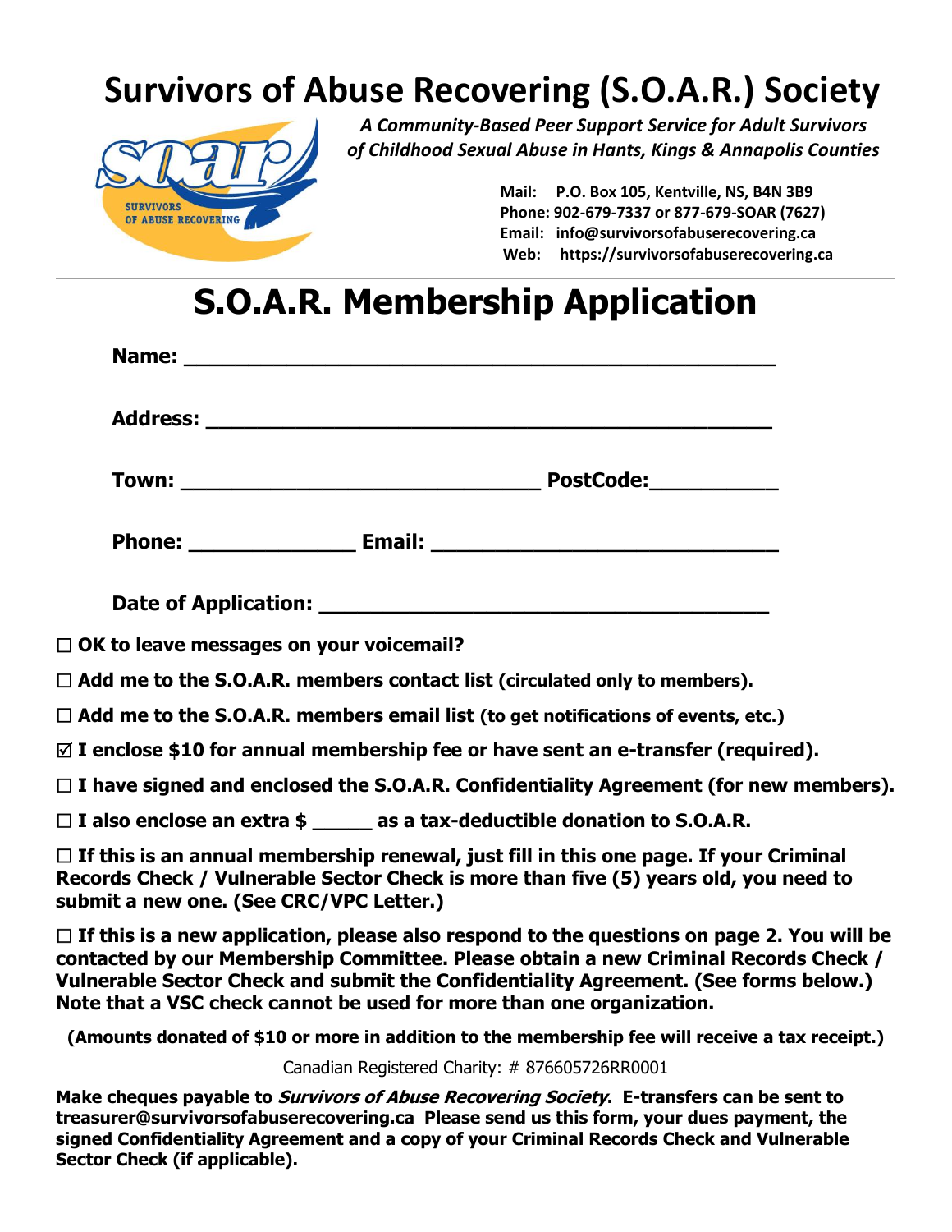# Survivors of Abuse Recovering (S.O.A.R.) Society

***A Community-Based Peer Support Service for Adult Survivors of Childhood Sexual Abuse in Hants, Kings & Annapolis Counties***

**Mail:** **P.O. Box 105, Kentville, NS, B4N 3B9**
**Phone: 902-679-7337 or 877-679-SOAR (7627)**
**Email:** **info@survivorsofabuserecovering.ca**
**Web:** **https://survivorsofabuserecovering.ca**

---

# S.O.A.R. Membership Application

**Name:** ______________________________________________

**Address:** ____________________________________________

**Town:** ____________________________ **PostCode:**__________

**Phone:** _____________ **Email:** ___________________________

**Date of Application:** ___________________________________

☐ **OK to leave messages on your voicemail?**

☐ **Add me to the S.O.A.R. members contact list (circulated only to members).**

☐ **Add me to the S.O.A.R. members email list (to get notifications of events, etc.)**

☑ **I enclose $10 for annual membership fee or have sent an e-transfer (required).**

☐ **I have signed and enclosed the S.O.A.R. Confidentiality Agreement (for new members).**

☐ **I also enclose an extra $ _____ as a tax-deductible donation to S.O.A.R.**

☐ **If this is an annual membership renewal, just fill in this one page. If your Criminal Records Check / Vulnerable Sector Check is more than five (5) years old, you need to submit a new one. (See CRC/VPC Letter.)**

☐ **If this is a new application, please also respond to the questions on page 2. You will be contacted by our Membership Committee. Please obtain a new Criminal Records Check / Vulnerable Sector Check and submit the Confidentiality Agreement. (See forms below.) Note that a VSC check cannot be used for more than one organization.**

**(Amounts donated of $10 or more in addition to the membership fee will receive a tax receipt.)**

Canadian Registered Charity: # 876605726RR0001

**Make cheques payable to *Survivors of Abuse Recovering Society*. E-transfers can be sent to treasurer@survivorsofabuserecovering.ca Please send us this form, your dues payment, the signed Confidentiality Agreement and a copy of your Criminal Records Check and Vulnerable Sector Check (if applicable).**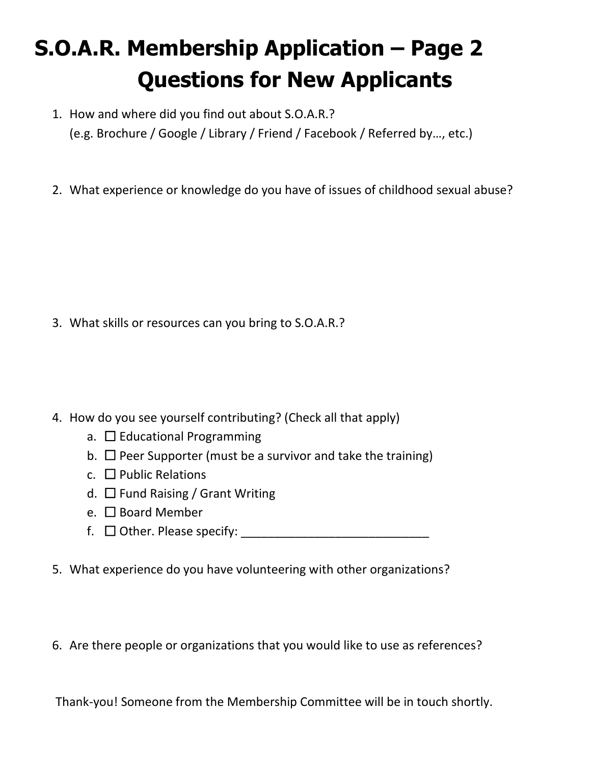# S.O.A.R. Membership Application – Page 2

## Questions for New Applicants

1. How and where did you find out about S.O.A.R.?
   (e.g. Brochure / Google / Library / Friend / Facebook / Referred by…, etc.)

2. What experience or knowledge do you have of issues of childhood sexual abuse?

3. What skills or resources can you bring to S.O.A.R.?

4. How do you see yourself contributing? (Check all that apply)
   a. ☐ Educational Programming
   b. ☐ Peer Supporter (must be a survivor and take the training)
   c. ☐ Public Relations
   d. ☐ Fund Raising / Grant Writing
   e. ☐ Board Member
   f. ☐ Other. Please specify: ____________________________

5. What experience do you have volunteering with other organizations?

6. Are there people or organizations that you would like to use as references?

Thank-you! Someone from the Membership Committee will be in touch shortly.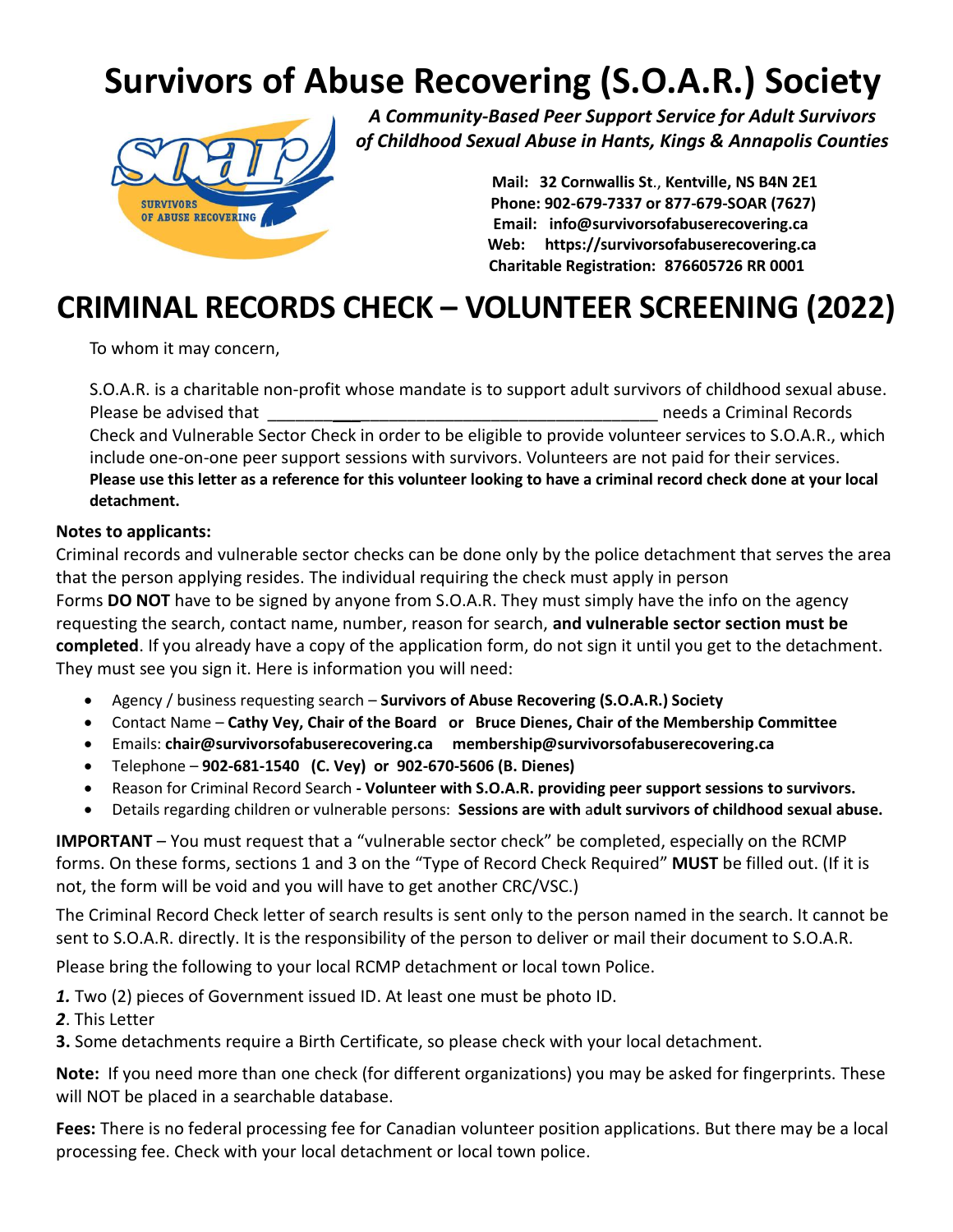# Survivors of Abuse Recovering (S.O.A.R.) Society

***A Community-Based Peer Support Service for Adult Survivors of Childhood Sexual Abuse in Hants, Kings & Annapolis Counties***

**Mail: 32 Cornwallis St., Kentville, NS B4N 2E1**
**Phone: 902-679-7337 or 877-679-SOAR (7627)**
**Email: info@survivorsofabuserecovering.ca**
**Web: https://survivorsofabuserecovering.ca**
**Charitable Registration: 876605726 RR 0001**

# CRIMINAL RECORDS CHECK – VOLUNTEER SCREENING (2022)

To whom it may concern,

S.O.A.R. is a charitable non-profit whose mandate is to support adult survivors of childhood sexual abuse. Please be advised that ___________________________________________ needs a Criminal Records Check and Vulnerable Sector Check in order to be eligible to provide volunteer services to S.O.A.R., which include one-on-one peer support sessions with survivors. Volunteers are not paid for their services. **Please use this letter as a reference for this volunteer looking to have a criminal record check done at your local detachment.**

**Notes to applicants:**

Criminal records and vulnerable sector checks can be done only by the police detachment that serves the area that the person applying resides. The individual requiring the check must apply in person

Forms **DO NOT** have to be signed by anyone from S.O.A.R. They must simply have the info on the agency requesting the search, contact name, number, reason for search, **and vulnerable sector section must be completed**. If you already have a copy of the application form, do not sign it until you get to the detachment. They must see you sign it. Here is information you will need:

- Agency / business requesting search – **Survivors of Abuse Recovering (S.O.A.R.) Society**
- Contact Name – **Cathy Vey, Chair of the Board or Bruce Dienes, Chair of the Membership Committee**
- Emails: **chair@survivorsofabuserecovering.ca membership@survivorsofabuserecovering.ca**
- Telephone – **902-681-1540 (C. Vey) or 902-670-5606 (B. Dienes)**
- Reason for Criminal Record Search **- Volunteer with S.O.A.R. providing peer support sessions to survivors.**
- Details regarding children or vulnerable persons: **Sessions are with adult survivors of childhood sexual abuse.**

**IMPORTANT** – You must request that a "vulnerable sector check" be completed, especially on the RCMP forms. On these forms, sections 1 and 3 on the "Type of Record Check Required" **MUST** be filled out. (If it is not, the form will be void and you will have to get another CRC/VSC.)

The Criminal Record Check letter of search results is sent only to the person named in the search. It cannot be sent to S.O.A.R. directly. It is the responsibility of the person to deliver or mail their document to S.O.A.R.

Please bring the following to your local RCMP detachment or local town Police.

***1.*** Two (2) pieces of Government issued ID. At least one must be photo ID.
*2*. This Letter
**3.** Some detachments require a Birth Certificate, so please check with your local detachment.

**Note:** If you need more than one check (for different organizations) you may be asked for fingerprints. These will NOT be placed in a searchable database.

**Fees:** There is no federal processing fee for Canadian volunteer position applications. But there may be a local processing fee. Check with your local detachment or local town police.